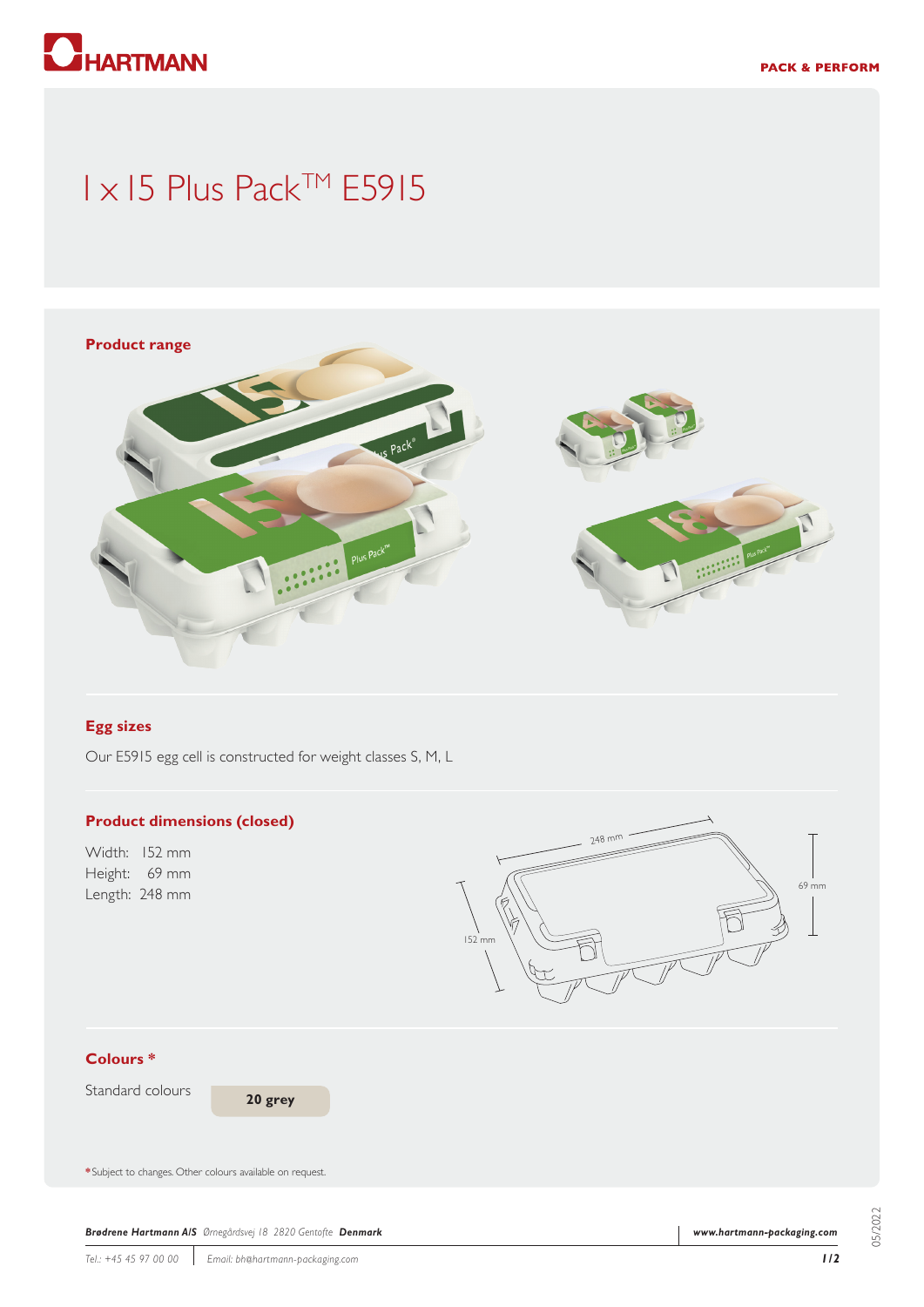# 1 x 15 Plus Pack™ E5915

## Product range

## Egg sizes

Our E5915 egg cell is constructed for weight classes S, M, L

## Product dimensions (closed)

Width: 152 mm
Height: 69 mm
Length: 248 mm

## Colours *

Standard colours **20 grey**

*Subject to changes. Other colours available on request.

***Brødrene Hartmann A/S*** *Ørnegårdsvej 18 2820 Gentofte* ***Denmark***

***www.hartmann-packaging.com***

*Tel.: +45 45 97 00 00* | *Email: bh@hartmann-packaging.com*

05/2022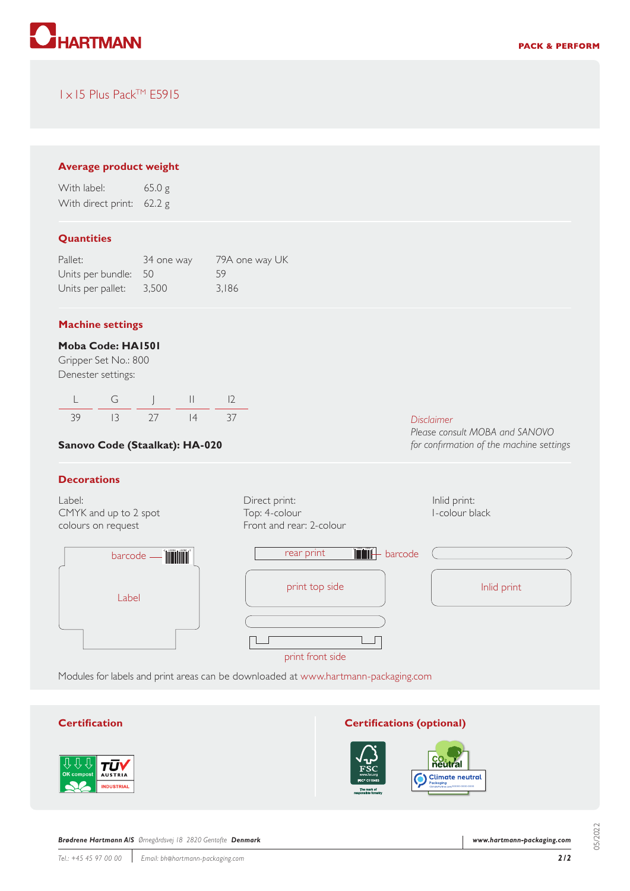# 1 x 15 Plus Pack™ E5915

## Average product weight

With label: 65.0 g
With direct print: 62.2 g

## Quantities

| | | |
|---|---|---|
| Pallet: | 34 one way | 79A one way UK |
| Units per bundle: | 50 | 59 |
| Units per pallet: | 3,500 | 3,186 |

## Machine settings

**Moba Code: HA1501**
Gripper Set No.: 800
Denester settings:

| L | G | J | I1 | I2 |
|---|---|---|---|---|
| 39 | 13 | 27 | 14 | 37 |

**Sanovo Code (Staalkat): HA-020**

*Disclaimer*
*Please consult MOBA and SANOVO for confirmation of the machine settings*

## Decorations

Label:
CMYK and up to 2 spot colours on request

Direct print:
Top: 4-colour
Front and rear: 2-colour

Inlid print:
1-colour black

barcode
Label

rear print
barcode
print top side
print front side

Inlid print

Modules for labels and print areas can be downloaded at www.hartmann-packaging.com

## Certification

OK compost INDUSTRIAL — TÜV AUSTRIA

## Certifications (optional)

FSC
$CO_2$ neutral — Climate neutral Packaging

**Brødrene Hartmann A/S** Ørnegårdsvej 18 2820 Gentofte **Denmark**
Tel.: +45 45 97 00 00 | Email: bh@hartmann-packaging.com
www.hartmann-packaging.com

05/2022